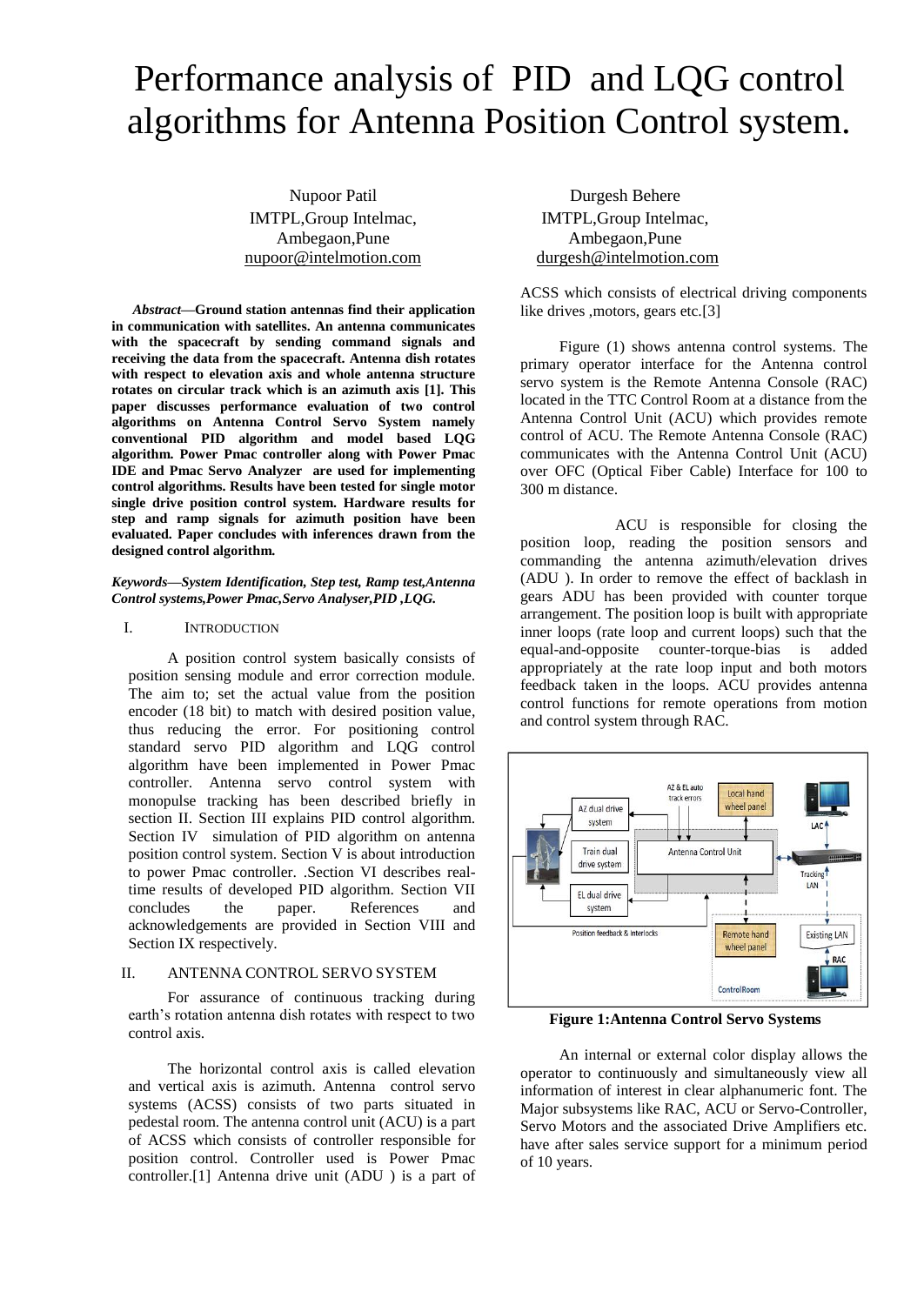# Performance analysis of PID and LQG control algorithms for Antenna Position Control system.

Nupoor Patil
IMTPL,Group Intelmac,
Ambegaon,Pune
nupoor@intelmotion.com

Durgesh Behere
IMTPL,Group Intelmac,
Ambegaon,Pune
durgesh@intelmotion.com

***Abstract*—Ground station antennas find their application in communication with satellites. An antenna communicates with the spacecraft by sending command signals and receiving the data from the spacecraft. Antenna dish rotates with respect to elevation axis and whole antenna structure rotates on circular track which is an azimuth axis [1]. This paper discusses performance evaluation of two control algorithms on Antenna Control Servo System namely conventional PID algorithm and model based LQG algorithm. Power Pmac controller along with Power Pmac IDE and Pmac Servo Analyzer are used for implementing control algorithms. Results have been tested for single motor single drive position control system. Hardware results for step and ramp signals for azimuth position have been evaluated. Paper concludes with inferences drawn from the designed control algorithm.**

***Keywords—System Identification, Step test, Ramp test,Antenna Control systems,Power Pmac,Servo Analyser,PID ,LQG.***

## I. INTRODUCTION

A position control system basically consists of position sensing module and error correction module. The aim to; set the actual value from the position encoder (18 bit) to match with desired position value, thus reducing the error. For positioning control standard servo PID algorithm and LQG control algorithm have been implemented in Power Pmac controller. Antenna servo control system with monopulse tracking has been described briefly in section II. Section III explains PID control algorithm. Section IV simulation of PID algorithm on antenna position control system. Section V is about introduction to power Pmac controller. .Section VI describes real-time results of developed PID algorithm. Section VII concludes the paper. References and acknowledgements are provided in Section VIII and Section IX respectively.

## II. ANTENNA CONTROL SERVO SYSTEM

For assurance of continuous tracking during earth's rotation antenna dish rotates with respect to two control axis.

The horizontal control axis is called elevation and vertical axis is azimuth. Antenna control servo systems (ACSS) consists of two parts situated in pedestal room. The antenna control unit (ACU) is a part of ACSS which consists of controller responsible for position control. Controller used is Power Pmac controller.[1] Antenna drive unit (ADU ) is a part of ACSS which consists of electrical driving components like drives ,motors, gears etc.[3]

Figure (1) shows antenna control systems. The primary operator interface for the Antenna control servo system is the Remote Antenna Console (RAC) located in the TTC Control Room at a distance from the Antenna Control Unit (ACU) which provides remote control of ACU. The Remote Antenna Console (RAC) communicates with the Antenna Control Unit (ACU) over OFC (Optical Fiber Cable) Interface for 100 to 300 m distance.

ACU is responsible for closing the position loop, reading the position sensors and commanding the antenna azimuth/elevation drives (ADU ). In order to remove the effect of backlash in gears ADU has been provided with counter torque arrangement. The position loop is built with appropriate inner loops (rate loop and current loops) such that the equal-and-opposite counter-torque-bias is added appropriately at the rate loop input and both motors feedback taken in the loops. ACU provides antenna control functions for remote operations from motion and control system through RAC.

**Figure 1:Antenna Control Servo Systems**

An internal or external color display allows the operator to continuously and simultaneously view all information of interest in clear alphanumeric font. The Major subsystems like RAC, ACU or Servo-Controller, Servo Motors and the associated Drive Amplifiers etc. have after sales service support for a minimum period of 10 years.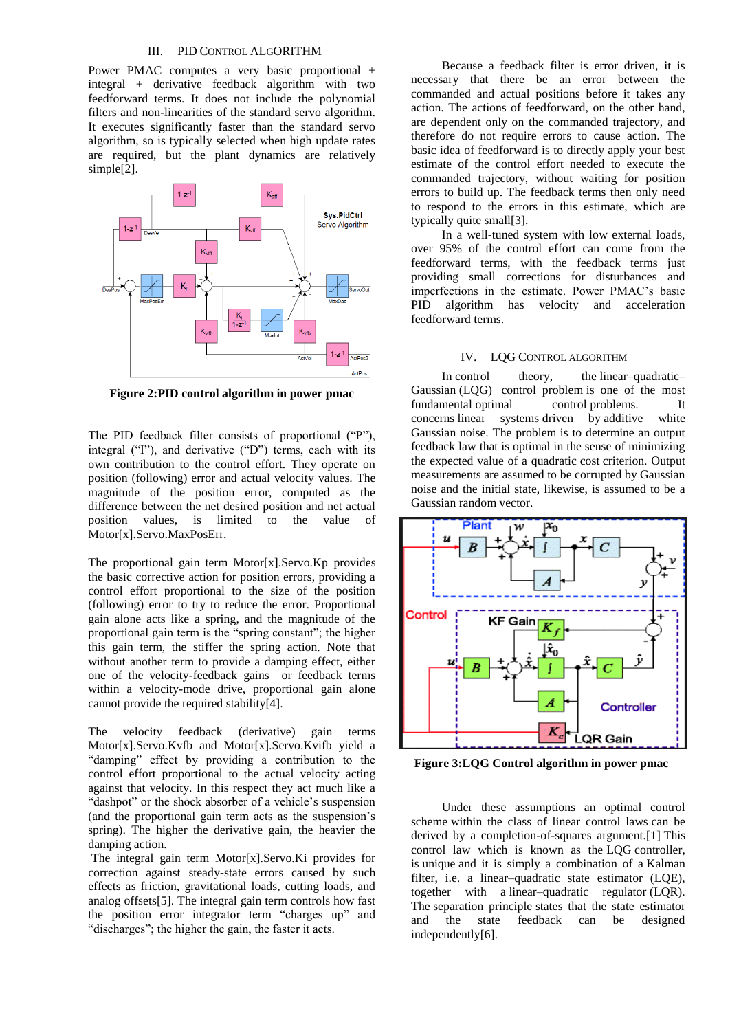## III. PID Control Algorithm

Power PMAC computes a very basic proportional + integral + derivative feedback algorithm with two feedforward terms. It does not include the polynomial filters and non-linearities of the standard servo algorithm. It executes significantly faster than the standard servo algorithm, so is typically selected when high update rates are required, but the plant dynamics are relatively simple[2].

**Figure 2:PID control algorithm in power pmac**

The PID feedback filter consists of proportional ("P"), integral ("I"), and derivative ("D") terms, each with its own contribution to the control effort. They operate on position (following) error and actual velocity values. The magnitude of the position error, computed as the difference between the net desired position and net actual position values, is limited to the value of Motor[x].Servo.MaxPosErr.

The proportional gain term Motor[x].Servo.Kp provides the basic corrective action for position errors, providing a control effort proportional to the size of the position (following) error to try to reduce the error. Proportional gain alone acts like a spring, and the magnitude of the proportional gain term is the "spring constant"; the higher this gain term, the stiffer the spring action. Note that without another term to provide a damping effect, either one of the velocity-feedback gains or feedback terms within a velocity-mode drive, proportional gain alone cannot provide the required stability[4].

The velocity feedback (derivative) gain terms Motor[x].Servo.Kvfb and Motor[x].Servo.Kvifb yield a "damping" effect by providing a contribution to the control effort proportional to the actual velocity acting against that velocity. In this respect they act much like a "dashpot" or the shock absorber of a vehicle's suspension (and the proportional gain term acts as the suspension's spring). The higher the derivative gain, the heavier the damping action.

The integral gain term Motor[x].Servo.Ki provides for correction against steady-state errors caused by such effects as friction, gravitational loads, cutting loads, and analog offsets[5]. The integral gain term controls how fast the position error integrator term "charges up" and "discharges"; the higher the gain, the faster it acts.

Because a feedback filter is error driven, it is necessary that there be an error between the commanded and actual positions before it takes any action. The actions of feedforward, on the other hand, are dependent only on the commanded trajectory, and therefore do not require errors to cause action. The basic idea of feedforward is to directly apply your best estimate of the control effort needed to execute the commanded trajectory, without waiting for position errors to build up. The feedback terms then only need to respond to the errors in this estimate, which are typically quite small[3].

In a well-tuned system with low external loads, over 95% of the control effort can come from the feedforward terms, with the feedback terms just providing small corrections for disturbances and imperfections in the estimate. Power PMAC's basic PID algorithm has velocity and acceleration feedforward terms.

## IV. LQG Control Algorithm

In control theory, the linear–quadratic–Gaussian (LQG) control problem is one of the most fundamental optimal control problems. It concerns linear systems driven by additive white Gaussian noise. The problem is to determine an output feedback law that is optimal in the sense of minimizing the expected value of a quadratic cost criterion. Output measurements are assumed to be corrupted by Gaussian noise and the initial state, likewise, is assumed to be a Gaussian random vector.

**Figure 3:LQG Control algorithm in power pmac**

Under these assumptions an optimal control scheme within the class of linear control laws can be derived by a completion-of-squares argument.[1] This control law which is known as the LQG controller, is unique and it is simply a combination of a Kalman filter, i.e. a linear–quadratic state estimator (LQE), together with a linear–quadratic regulator (LQR). The separation principle states that the state estimator and the state feedback can be designed independently[6].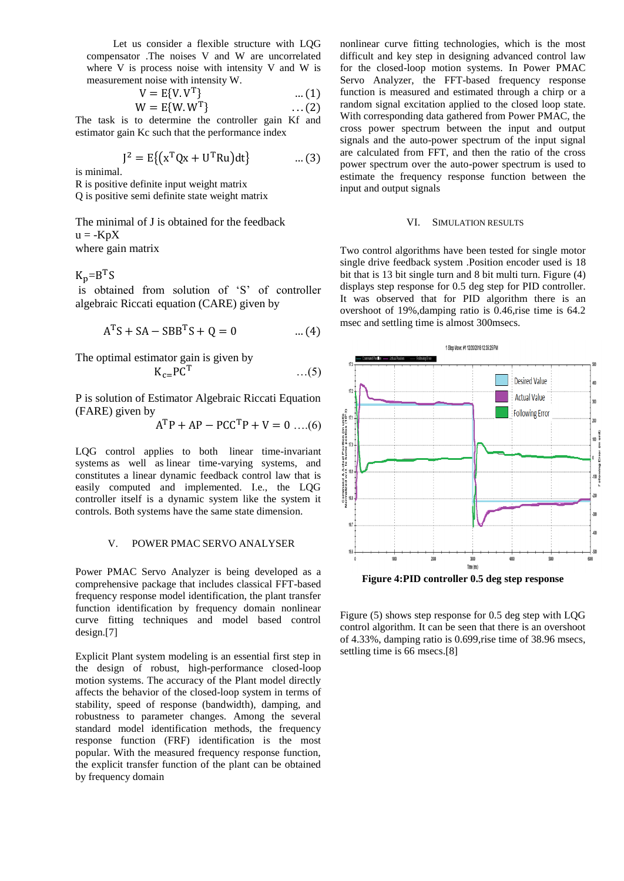Let us consider a flexible structure with LQG compensator .The noises V and W are uncorrelated where V is process noise with intensity V and W is measurement noise with intensity W.

$$V = E\{V.V^T\} \quad ...(1)$$

$$W = E\{W.W^T\} \quad ...(2)$$

The task is to determine the controller gain Kf and estimator gain Kc such that the performance index

$$J^2 = E\{(x^TQx + U^TRu)dt\} \quad ...(3)$$

is minimal.

R is positive definite input weight matrix

Q is positive semi definite state weight matrix

The minimal of J is obtained for the feedback

u = -KpX

where gain matrix

$K_p = B^TS$

is obtained from solution of 'S' of controller algebraic Riccati equation (CARE) given by

$$A^TS + SA - SBB^TS + Q = 0 \quad ...(4)$$

The optimal estimator gain is given by

$$K_c = PC^T \quad ...(5)$$

P is solution of Estimator Algebraic Riccati Equation (FARE) given by

$$A^TP + AP - PCC^TP + V = 0 \quad ....(6)$$

LQG control applies to both linear time-invariant systems as well as linear time-varying systems, and constitutes a linear dynamic feedback control law that is easily computed and implemented. I.e., the LQG controller itself is a dynamic system like the system it controls. Both systems have the same state dimension.

## V. POWER PMAC SERVO ANALYSER

Power PMAC Servo Analyzer is being developed as a comprehensive package that includes classical FFT-based frequency response model identification, the plant transfer function identification by frequency domain nonlinear curve fitting techniques and model based control design.[7]

Explicit Plant system modeling is an essential first step in the design of robust, high-performance closed-loop motion systems. The accuracy of the Plant model directly affects the behavior of the closed-loop system in terms of stability, speed of response (bandwidth), damping, and robustness to parameter changes. Among the several standard model identification methods, the frequency response function (FRF) identification is the most popular. With the measured frequency response function, the explicit transfer function of the plant can be obtained by frequency domain nonlinear curve fitting technologies, which is the most difficult and key step in designing advanced control law for the closed-loop motion systems. In Power PMAC Servo Analyzer, the FFT-based frequency response function is measured and estimated through a chirp or a random signal excitation applied to the closed loop state. With corresponding data gathered from Power PMAC, the cross power spectrum between the input and output signals and the auto-power spectrum of the input signal are calculated from FFT, and then the ratio of the cross power spectrum over the auto-power spectrum is used to estimate the frequency response function between the input and output signals

## VI. SIMULATION RESULTS

Two control algorithms have been tested for single motor single drive feedback system .Position encoder used is 18 bit that is 13 bit single turn and 8 bit multi turn. Figure (4) displays step response for 0.5 deg step for PID controller. It was observed that for PID algorithm there is an overshoot of 19%,damping ratio is 0.46,rise time is 64.2 msec and settling time is almost 300msecs.

**Figure 4:PID controller 0.5 deg step response**

Figure (5) shows step response for 0.5 deg step with LQG control algorithm. It can be seen that there is an overshoot of 4.33%, damping ratio is 0.699,rise time of 38.96 msecs, settling time is 66 msecs.[8]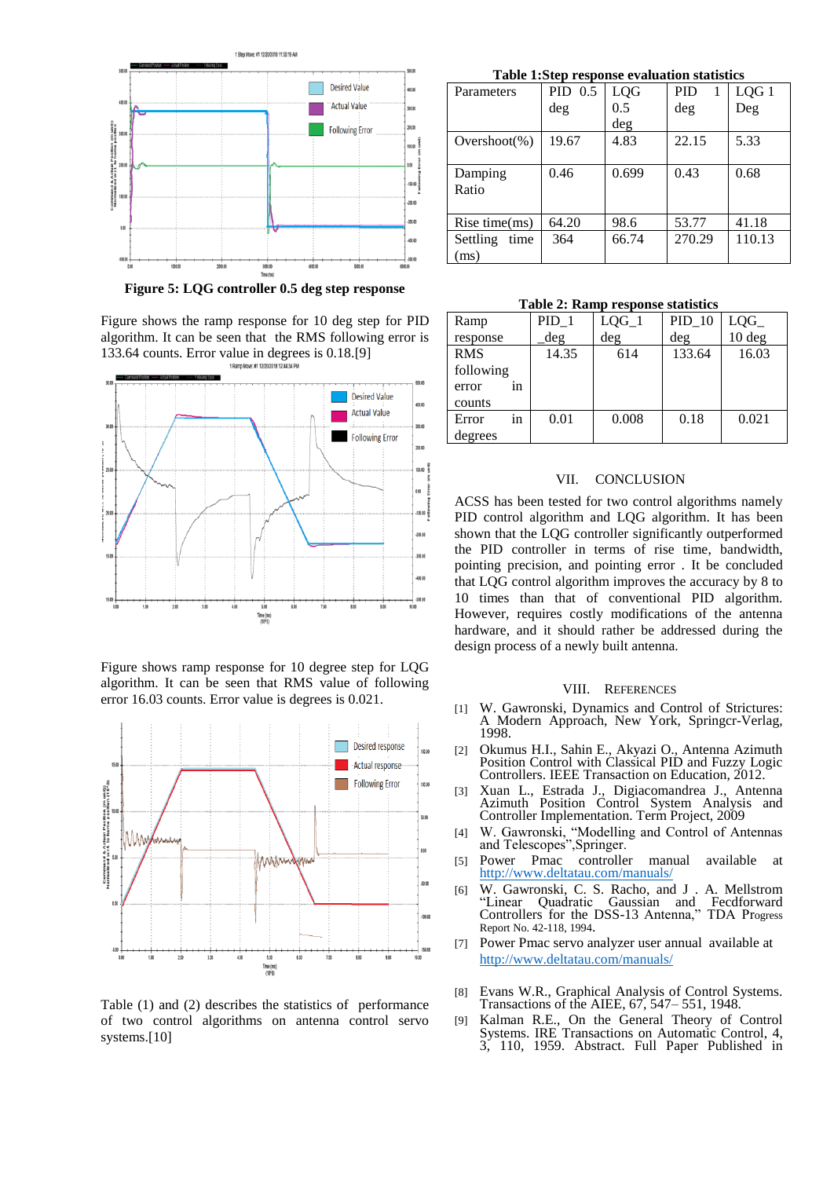Figure 5: LQG controller 0.5 deg step response

Figure shows the ramp response for 10 deg step for PID algorithm. It can be seen that the RMS following error is 133.64 counts. Error value in degrees is 0.18.[9]

Figure shows ramp response for 10 degree step for LQG algorithm. It can be seen that RMS value of following error 16.03 counts. Error value is degrees is 0.021.

Table (1) and (2) describes the statistics of performance of two control algorithms on antenna control servo systems.[10]

**Table 1:Step response evaluation statistics**

| Parameters | PID 0.5 deg | LQG 0.5 deg | PID 1 deg | LQG 1 Deg |
|---|---|---|---|---|
| Overshoot(%) | 19.67 | 4.83 | 22.15 | 5.33 |
| Damping Ratio | 0.46 | 0.699 | 0.43 | 0.68 |
| Rise time(ms) | 64.20 | 98.6 | 53.77 | 41.18 |
| Settling time (ms) | 364 | 66.74 | 270.29 | 110.13 |

**Table 2: Ramp response statistics**

| Ramp response | PID_1 _deg | LQG_1 deg | PID_10 deg | LQG_ 10 deg |
|---|---|---|---|---|
| RMS following error in counts | 14.35 | 614 | 133.64 | 16.03 |
| Error in degrees | 0.01 | 0.008 | 0.18 | 0.021 |

## VII. CONCLUSION

ACSS has been tested for two control algorithms namely PID control algorithm and LQG algorithm. It has been shown that the LQG controller significantly outperformed the PID controller in terms of rise time, bandwidth, pointing precision, and pointing error . It be concluded that LQG control algorithm improves the accuracy by 8 to 10 times than that of conventional PID algorithm. However, requires costly modifications of the antenna hardware, and it should rather be addressed during the design process of a newly built antenna.

## VIII. REFERENCES

[1] W. Gawronski, Dynamics and Control of Strictures: A Modern Approach, New York, Springcr-Verlag, 1998.

[2] Okumus H.I., Sahin E., Akyazi O., Antenna Azimuth Position Control with Classical PID and Fuzzy Logic Controllers. IEEE Transaction on Education, 2012.

[3] Xuan L., Estrada J., Digiacomandrea J., Antenna Azimuth Position Control System Analysis and Controller Implementation. Term Project, 2009

[4] W. Gawronski, "Modelling and Control of Antennas and Telescopes",Springer.

[5] Power Pmac controller manual available at http://www.deltatau.com/manuals/

[6] W. Gawronski, C. S. Racho, and J . A. Mellstrom "Linear Quadratic Gaussian and Fecdforward Controllers for the DSS-13 Antenna," TDA Progress Report No. 42-118, 1994.

[7] Power Pmac servo analyzer user annual available at http://www.deltatau.com/manuals/

[8] Evans W.R., Graphical Analysis of Control Systems. Transactions of the AIEE, 67, 547– 551, 1948.

[9] Kalman R.E., On the General Theory of Control Systems. IRE Transactions on Automatic Control, 4, 3, 110, 1959. Abstract. Full Paper Published in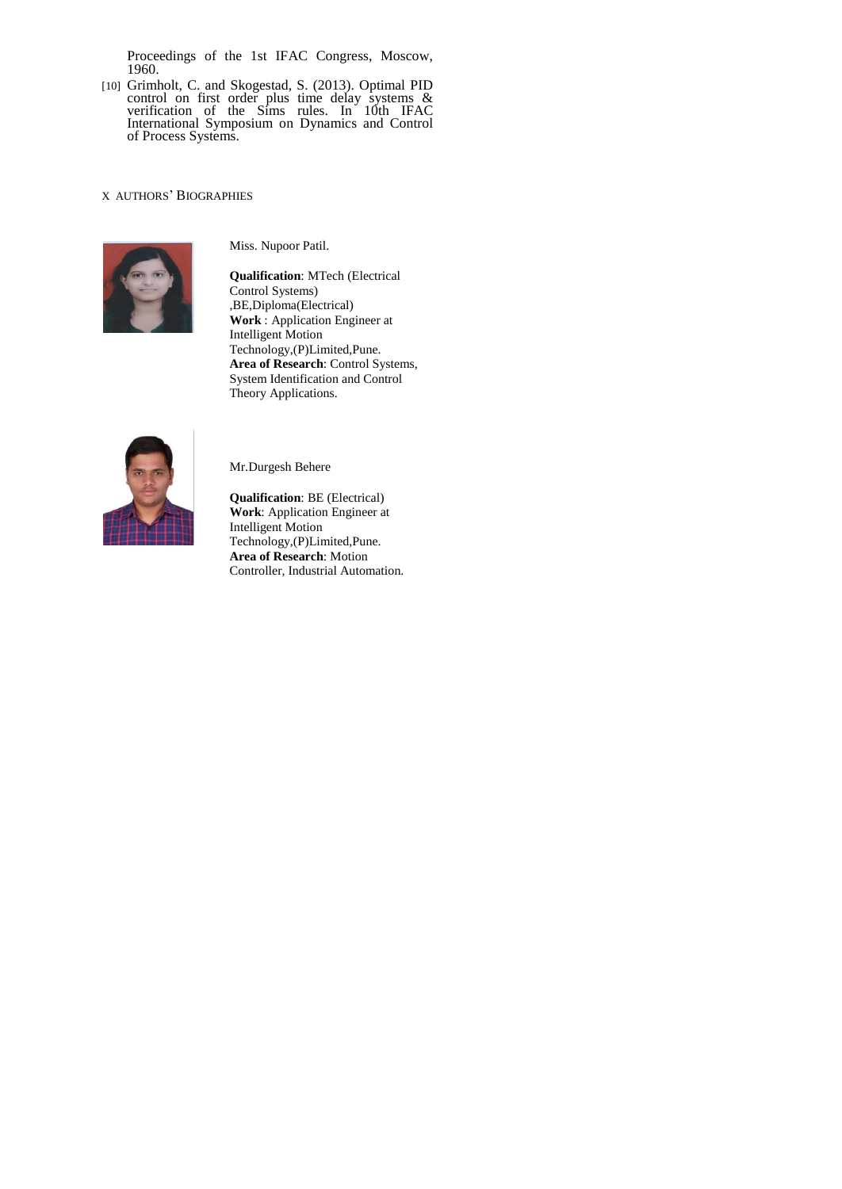Proceedings of the 1st IFAC Congress, Moscow, 1960.

[10] Grimholt, C. and Skogestad, S. (2013). Optimal PID control on first order plus time delay systems & verification of the Sims rules. In 10th IFAC International Symposium on Dynamics and Control of Process Systems.

## X AUTHORS' BIOGRAPHIES

Miss. Nupoor Patil.

**Qualification**: MTech (Electrical Control Systems) ,BE,Diploma(Electrical)
**Work** : Application Engineer at Intelligent Motion Technology,(P)Limited,Pune.
**Area of Research**: Control Systems, System Identification and Control Theory Applications.

Mr.Durgesh Behere

**Qualification**: BE (Electrical)
**Work**: Application Engineer at Intelligent Motion Technology,(P)Limited,Pune.
**Area of Research**: Motion Controller, Industrial Automation.